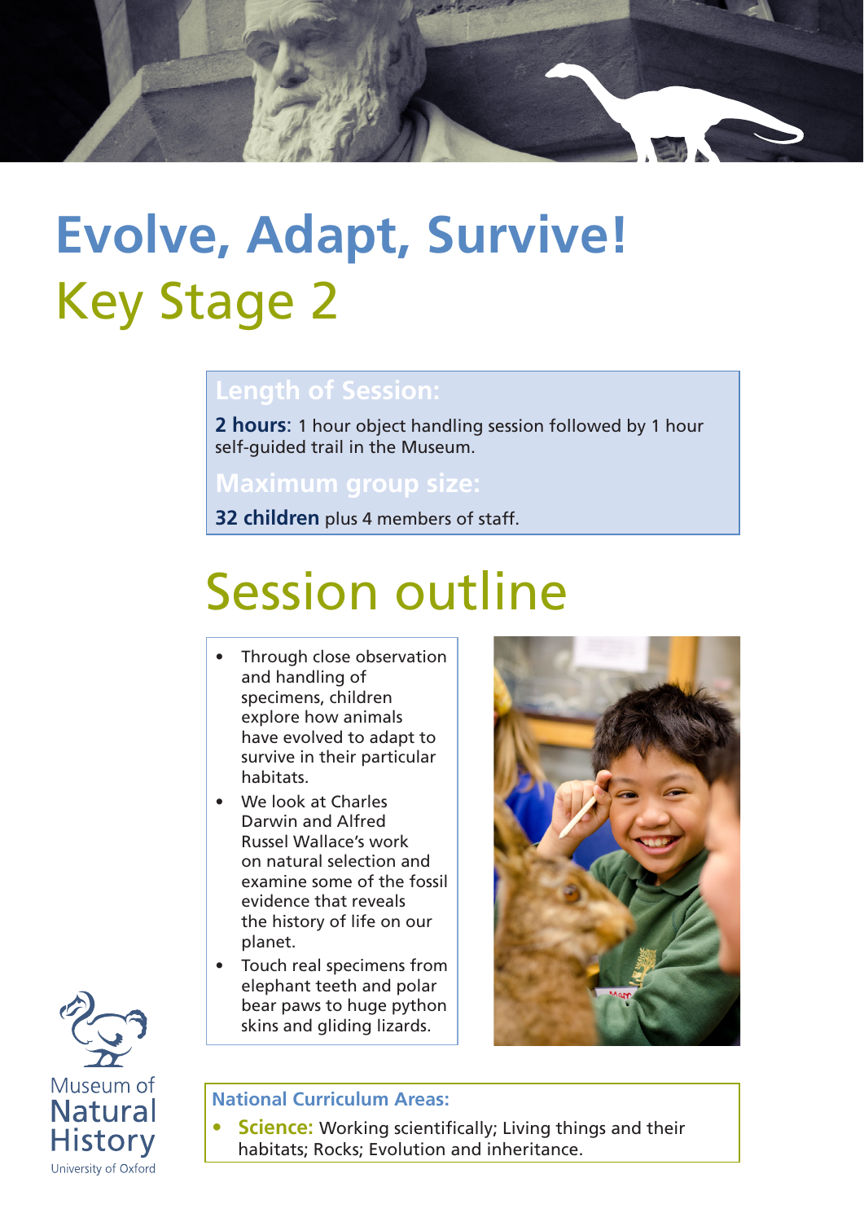# Evolve, Adapt, Survive!

## Key Stage 2

**Length of Session:**

**2 hours**: 1 hour object handling session followed by 1 hour self-guided trail in the Museum.

**Maximum group size:**

**32 children** plus 4 members of staff.

## Session outline

- Through close observation and handling of specimens, children explore how animals have evolved to adapt to survive in their particular habitats.
- We look at Charles Darwin and Alfred Russel Wallace's work on natural selection and examine some of the fossil evidence that reveals the history of life on our planet.
- Touch real specimens from elephant teeth and polar bear paws to huge python skins and gliding lizards.

**National Curriculum Areas:**

- **Science:** Working scientifically; Living things and their habitats; Rocks; Evolution and inheritance.

Museum of Natural History
University of Oxford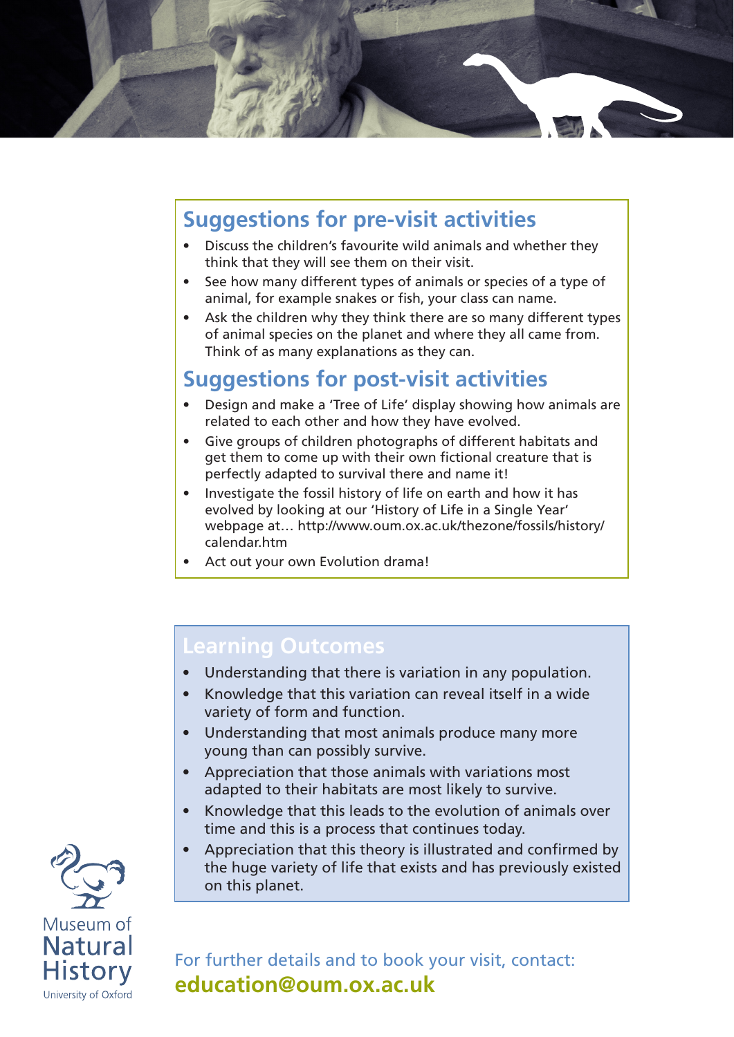## Suggestions for pre-visit activities

- Discuss the children's favourite wild animals and whether they think that they will see them on their visit.
- See how many different types of animals or species of a type of animal, for example snakes or fish, your class can name.
- Ask the children why they think there are so many different types of animal species on the planet and where they all came from. Think of as many explanations as they can.

## Suggestions for post-visit activities

- Design and make a 'Tree of Life' display showing how animals are related to each other and how they have evolved.
- Give groups of children photographs of different habitats and get them to come up with their own fictional creature that is perfectly adapted to survival there and name it!
- Investigate the fossil history of life on earth and how it has evolved by looking at our 'History of Life in a Single Year' webpage at… http://www.oum.ox.ac.uk/thezone/fossils/history/calendar.htm
- Act out your own Evolution drama!

## Learning Outcomes

- Understanding that there is variation in any population.
- Knowledge that this variation can reveal itself in a wide variety of form and function.
- Understanding that most animals produce many more young than can possibly survive.
- Appreciation that those animals with variations most adapted to their habitats are most likely to survive.
- Knowledge that this leads to the evolution of animals over time and this is a process that continues today.
- Appreciation that this theory is illustrated and confirmed by the huge variety of life that exists and has previously existed on this planet.

Museum of Natural History
University of Oxford

For further details and to book your visit, contact:
**education@oum.ox.ac.uk**